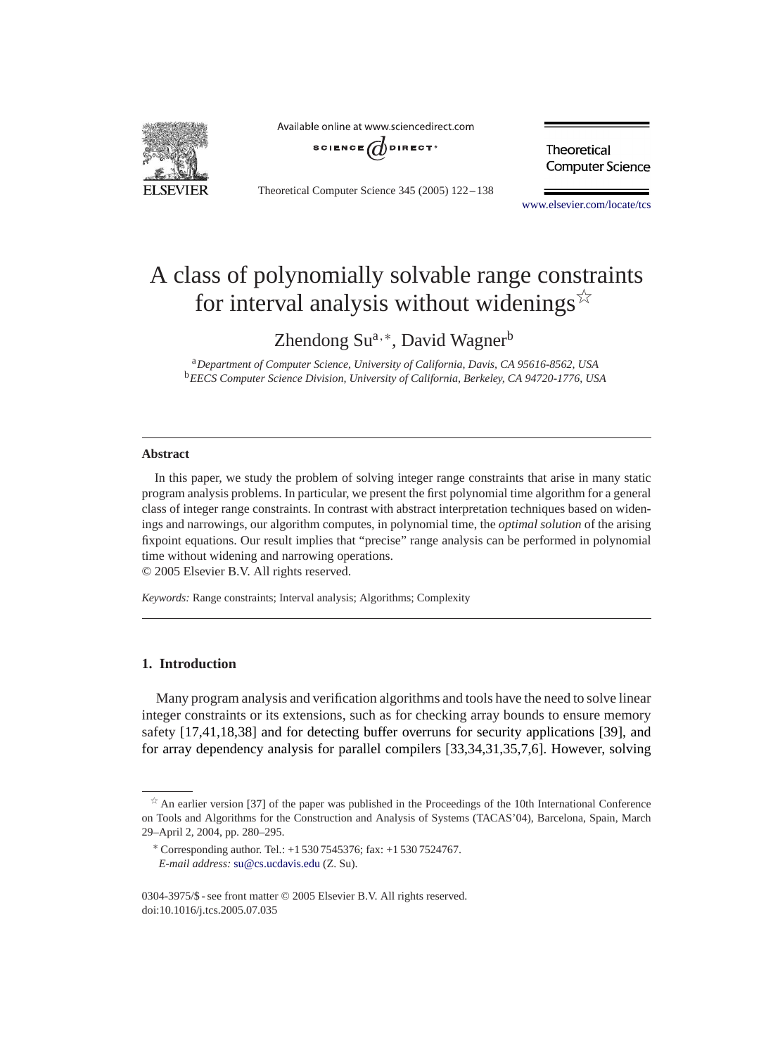# A class of polynomially solvable range constraints for interval analysis without widenings[☆]

Zhendong Su[a,*], David Wagner[b]

[a] *Department of Computer Science, University of California, Davis, CA 95616-8562, USA*
[b] *EECS Computer Science Division, University of California, Berkeley, CA 94720-1776, USA*

---

## Abstract

In this paper, we study the problem of solving integer range constraints that arise in many static program analysis problems. In particular, we present the first polynomial time algorithm for a general class of integer range constraints. In contrast with abstract interpretation techniques based on widenings and narrowings, our algorithm computes, in polynomial time, the *optimal solution* of the arising fixpoint equations. Our result implies that "precise" range analysis can be performed in polynomial time without widening and narrowing operations.

© 2005 Elsevier B.V. All rights reserved.

*Keywords:* Range constraints; Interval analysis; Algorithms; Complexity

---

## 1. Introduction

Many program analysis and verification algorithms and tools have the need to solve linear integer constraints or its extensions, such as for checking array bounds to ensure memory safety [17,41,18,38] and for detecting buffer overruns for security applications [39], and for array dependency analysis for parallel compilers [33,34,31,35,7,6]. However, solving

---

[☆] An earlier version [37] of the paper was published in the Proceedings of the 10th International Conference on Tools and Algorithms for the Construction and Analysis of Systems (TACAS'04), Barcelona, Spain, March 29–April 2, 2004, pp. 280–295.

[*] Corresponding author. Tel.: +1 530 7545376; fax: +1 530 7524767.
*E-mail address:* su@cs.ucdavis.edu (Z. Su).

0304-3975/$ - see front matter © 2005 Elsevier B.V. All rights reserved.
doi:10.1016/j.tcs.2005.07.035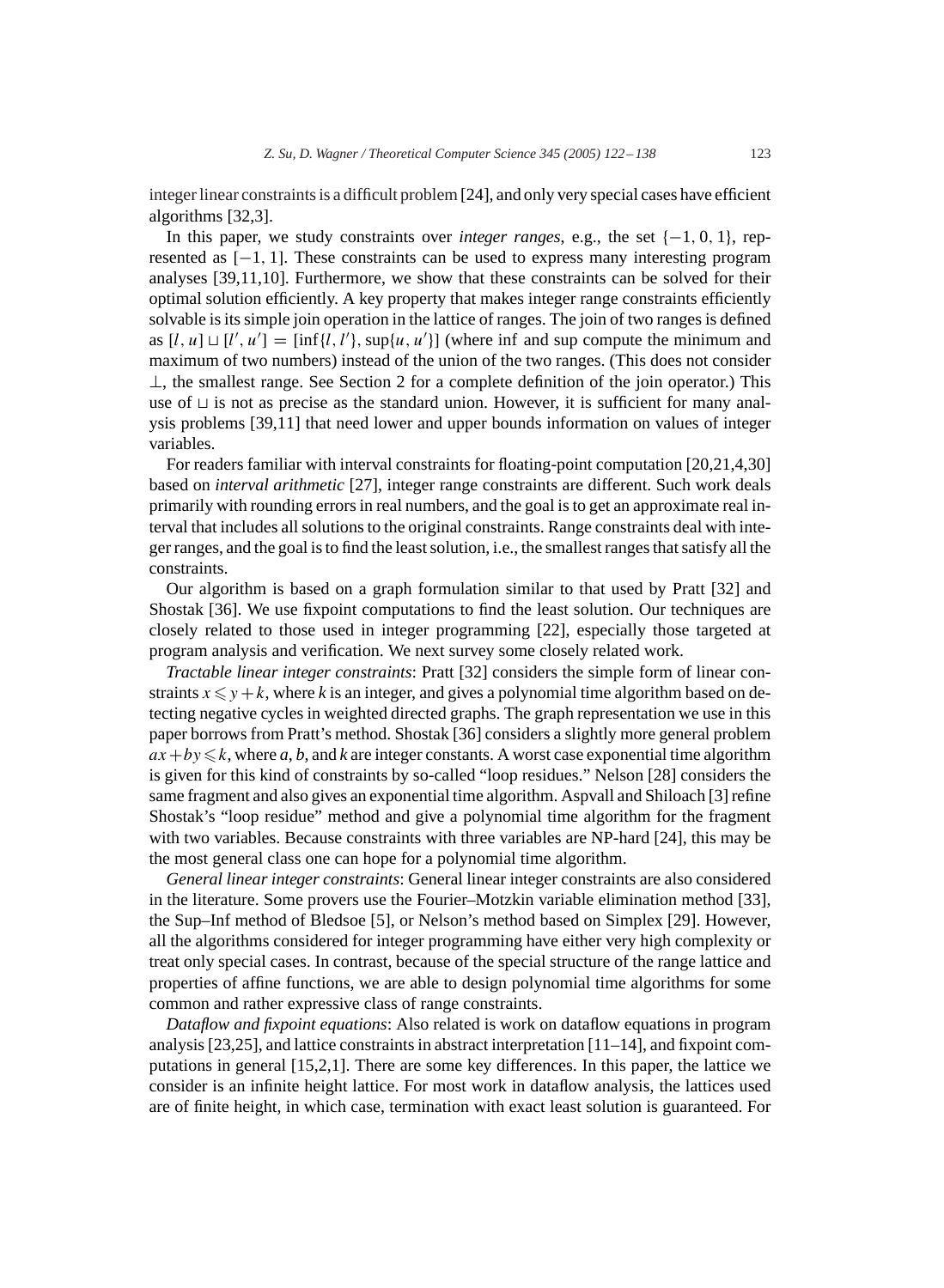integer linear constraints is a difficult problem [24], and only very special cases have efficient algorithms [32,3].

In this paper, we study constraints over *integer ranges*, e.g., the set $\{-1, 0, 1\}$, represented as $[-1, 1]$. These constraints can be used to express many interesting program analyses [39,11,10]. Furthermore, we show that these constraints can be solved for their optimal solution efficiently. A key property that makes integer range constraints efficiently solvable is its simple join operation in the lattice of ranges. The join of two ranges is defined as $[l, u] \sqcup [l', u'] = [\inf\{l, l'\}, \sup\{u, u'\}]$ (where inf and sup compute the minimum and maximum of two numbers) instead of the union of the two ranges. (This does not consider $\perp$, the smallest range. See Section 2 for a complete definition of the join operator.) This use of $\sqcup$ is not as precise as the standard union. However, it is sufficient for many analysis problems [39,11] that need lower and upper bounds information on values of integer variables.

For readers familiar with interval constraints for floating-point computation [20,21,4,30] based on *interval arithmetic* [27], integer range constraints are different. Such work deals primarily with rounding errors in real numbers, and the goal is to get an approximate real interval that includes all solutions to the original constraints. Range constraints deal with integer ranges, and the goal is to find the least solution, i.e., the smallest ranges that satisfy all the constraints.

Our algorithm is based on a graph formulation similar to that used by Pratt [32] and Shostak [36]. We use fixpoint computations to find the least solution. Our techniques are closely related to those used in integer programming [22], especially those targeted at program analysis and verification. We next survey some closely related work.

*Tractable linear integer constraints*: Pratt [32] considers the simple form of linear constraints $x \leqslant y + k$, where $k$ is an integer, and gives a polynomial time algorithm based on detecting negative cycles in weighted directed graphs. The graph representation we use in this paper borrows from Pratt's method. Shostak [36] considers a slightly more general problem $ax + by \leqslant k$, where $a$, $b$, and $k$ are integer constants. A worst case exponential time algorithm is given for this kind of constraints by so-called "loop residues." Nelson [28] considers the same fragment and also gives an exponential time algorithm. Aspvall and Shiloach [3] refine Shostak's "loop residue" method and give a polynomial time algorithm for the fragment with two variables. Because constraints with three variables are NP-hard [24], this may be the most general class one can hope for a polynomial time algorithm.

*General linear integer constraints*: General linear integer constraints are also considered in the literature. Some provers use the Fourier–Motzkin variable elimination method [33], the Sup–Inf method of Bledsoe [5], or Nelson's method based on Simplex [29]. However, all the algorithms considered for integer programming have either very high complexity or treat only special cases. In contrast, because of the special structure of the range lattice and properties of affine functions, we are able to design polynomial time algorithms for some common and rather expressive class of range constraints.

*Dataflow and fixpoint equations*: Also related is work on dataflow equations in program analysis [23,25], and lattice constraints in abstract interpretation [11–14], and fixpoint computations in general [15,2,1]. There are some key differences. In this paper, the lattice we consider is an infinite height lattice. For most work in dataflow analysis, the lattices used are of finite height, in which case, termination with exact least solution is guaranteed. For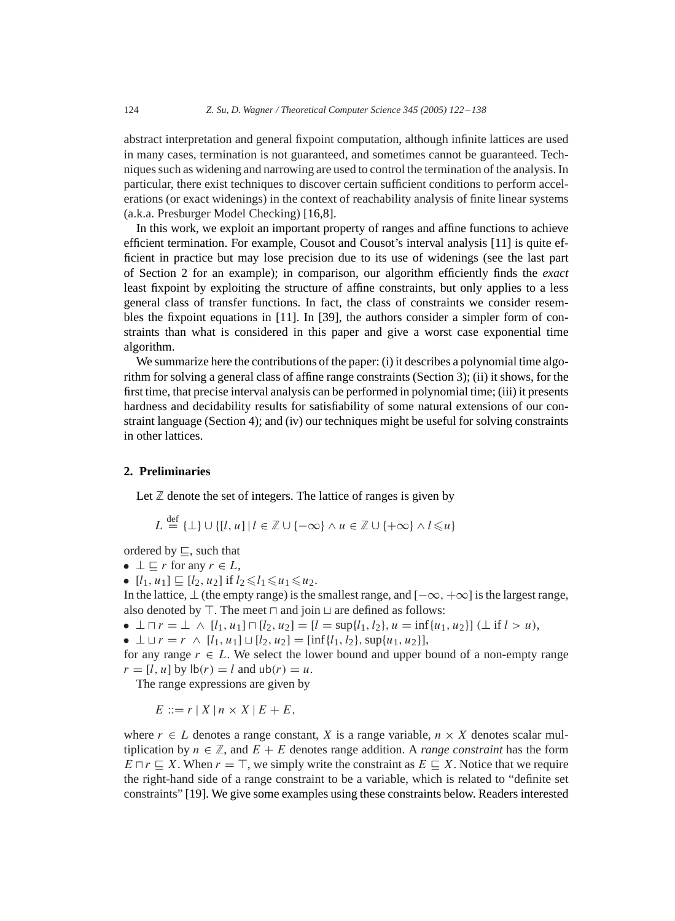abstract interpretation and general fixpoint computation, although infinite lattices are used in many cases, termination is not guaranteed, and sometimes cannot be guaranteed. Techniques such as widening and narrowing are used to control the termination of the analysis. In particular, there exist techniques to discover certain sufficient conditions to perform accelerations (or exact widenings) in the context of reachability analysis of finite linear systems (a.k.a. Presburger Model Checking) [16,8].

In this work, we exploit an important property of ranges and affine functions to achieve efficient termination. For example, Cousot and Cousot's interval analysis [11] is quite efficient in practice but may lose precision due to its use of widenings (see the last part of Section 2 for an example); in comparison, our algorithm efficiently finds the *exact* least fixpoint by exploiting the structure of affine constraints, but only applies to a less general class of transfer functions. In fact, the class of constraints we consider resembles the fixpoint equations in [11]. In [39], the authors consider a simpler form of constraints than what is considered in this paper and give a worst case exponential time algorithm.

We summarize here the contributions of the paper: (i) it describes a polynomial time algorithm for solving a general class of affine range constraints (Section 3); (ii) it shows, for the first time, that precise interval analysis can be performed in polynomial time; (iii) it presents hardness and decidability results for satisfiability of some natural extensions of our constraint language (Section 4); and (iv) our techniques might be useful for solving constraints in other lattices.

## 2. Preliminaries

Let $\mathbb{Z}$ denote the set of integers. The lattice of ranges is given by

$$L \stackrel{\text{def}}{=} \{\bot\} \cup \{[l, u] \mid l \in \mathbb{Z} \cup \{-\infty\} \wedge u \in \mathbb{Z} \cup \{+\infty\} \wedge l \leqslant u\}$$

ordered by $\sqsubseteq$, such that

- $\bot \sqsubseteq r$ for any $r \in L$,
- $[l_1, u_1] \sqsubseteq [l_2, u_2]$ if $l_2 \leqslant l_1 \leqslant u_1 \leqslant u_2$.

In the lattice, $\bot$ (the empty range) is the smallest range, and $[-\infty, +\infty]$ is the largest range, also denoted by $\top$. The meet $\sqcap$ and join $\sqcup$ are defined as follows:

- $\bot \sqcap r = \bot \;\wedge\; [l_1, u_1] \sqcap [l_2, u_2] = [l = \sup\{l_1, l_2\}, u = \inf\{u_1, u_2\}]$ ($\bot$ if $l > u$),
- $\bot \sqcup r = r \;\wedge\; [l_1, u_1] \sqcup [l_2, u_2] = [\inf\{l_1, l_2\}, \sup\{u_1, u_2\}]$,

for any range $r \in L$. We select the lower bound and upper bound of a non-empty range $r = [l, u]$ by $\mathsf{lb}(r) = l$ and $\mathsf{ub}(r) = u$.

The range expressions are given by

$$E ::= r \mid X \mid n \times X \mid E + E,$$

where $r \in L$ denotes a range constant, $X$ is a range variable, $n \times X$ denotes scalar multiplication by $n \in \mathbb{Z}$, and $E + E$ denotes range addition. A *range constraint* has the form $E \sqcap r \sqsubseteq X$. When $r = \top$, we simply write the constraint as $E \sqsubseteq X$. Notice that we require the right-hand side of a range constraint to be a variable, which is related to "definite set constraints" [19]. We give some examples using these constraints below. Readers interested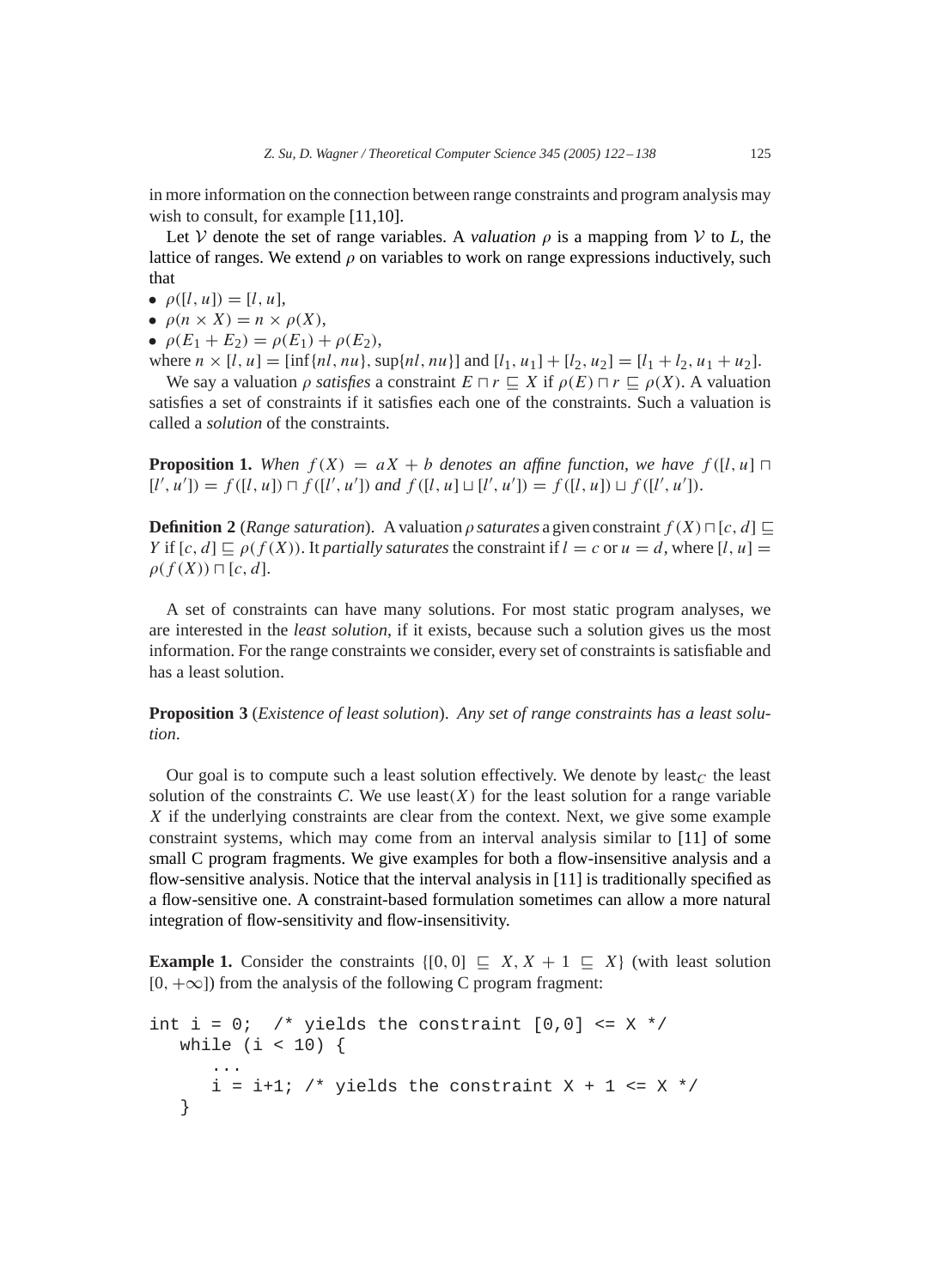in more information on the connection between range constraints and program analysis may wish to consult, for example [11,10].

Let $\mathcal{V}$ denote the set of range variables. A *valuation* $\rho$ is a mapping from $\mathcal{V}$ to $L$, the lattice of ranges. We extend $\rho$ on variables to work on range expressions inductively, such that

- $\rho([l, u]) = [l, u]$,
- $\rho(n \times X) = n \times \rho(X)$,
- $\rho(E_1 + E_2) = \rho(E_1) + \rho(E_2)$,

where $n \times [l, u] = [\inf\{nl, nu\}, \sup\{nl, nu\}]$ and $[l_1, u_1] + [l_2, u_2] = [l_1 + l_2, u_1 + u_2]$.

We say a valuation $\rho$ *satisfies* a constraint $E \sqcap r \sqsubseteq X$ if $\rho(E) \sqcap r \sqsubseteq \rho(X)$. A valuation satisfies a set of constraints if it satisfies each one of the constraints. Such a valuation is called a *solution* of the constraints.

**Proposition 1.** *When $f(X) = aX + b$ denotes an affine function, we have $f([l, u] \sqcap [l', u']) = f([l, u]) \sqcap f([l', u'])$ and $f([l, u] \sqcup [l', u']) = f([l, u]) \sqcup f([l', u'])$.*

**Definition 2** (*Range saturation*). A valuation $\rho$ *saturates* a given constraint $f(X) \sqcap [c, d] \sqsubseteq Y$ if $[c, d] \sqsubseteq \rho(f(X))$. It *partially saturates* the constraint if $l = c$ or $u = d$, where $[l, u] = \rho(f(X)) \sqcap [c, d]$.

A set of constraints can have many solutions. For most static program analyses, we are interested in the *least solution*, if it exists, because such a solution gives us the most information. For the range constraints we consider, every set of constraints is satisfiable and has a least solution.

**Proposition 3** (*Existence of least solution*). *Any set of range constraints has a least solution.*

Our goal is to compute such a least solution effectively. We denote by $\mathsf{least}_C$ the least solution of the constraints $C$. We use $\mathsf{least}(X)$ for the least solution for a range variable $X$ if the underlying constraints are clear from the context. Next, we give some example constraint systems, which may come from an interval analysis similar to [11] of some small C program fragments. We give examples for both a flow-insensitive analysis and a flow-sensitive analysis. Notice that the interval analysis in [11] is traditionally specified as a flow-sensitive one. A constraint-based formulation sometimes can allow a more natural integration of flow-sensitivity and flow-insensitivity.

**Example 1.** Consider the constraints $\{[0, 0] \sqsubseteq X, X + 1 \sqsubseteq X\}$ (with least solution $[0, +\infty]$) from the analysis of the following C program fragment:

```
int i = 0;  /* yields the constraint [0,0] <= X */
   while (i < 10) {
      ...
      i = i+1; /* yields the constraint X + 1 <= X */
   }
```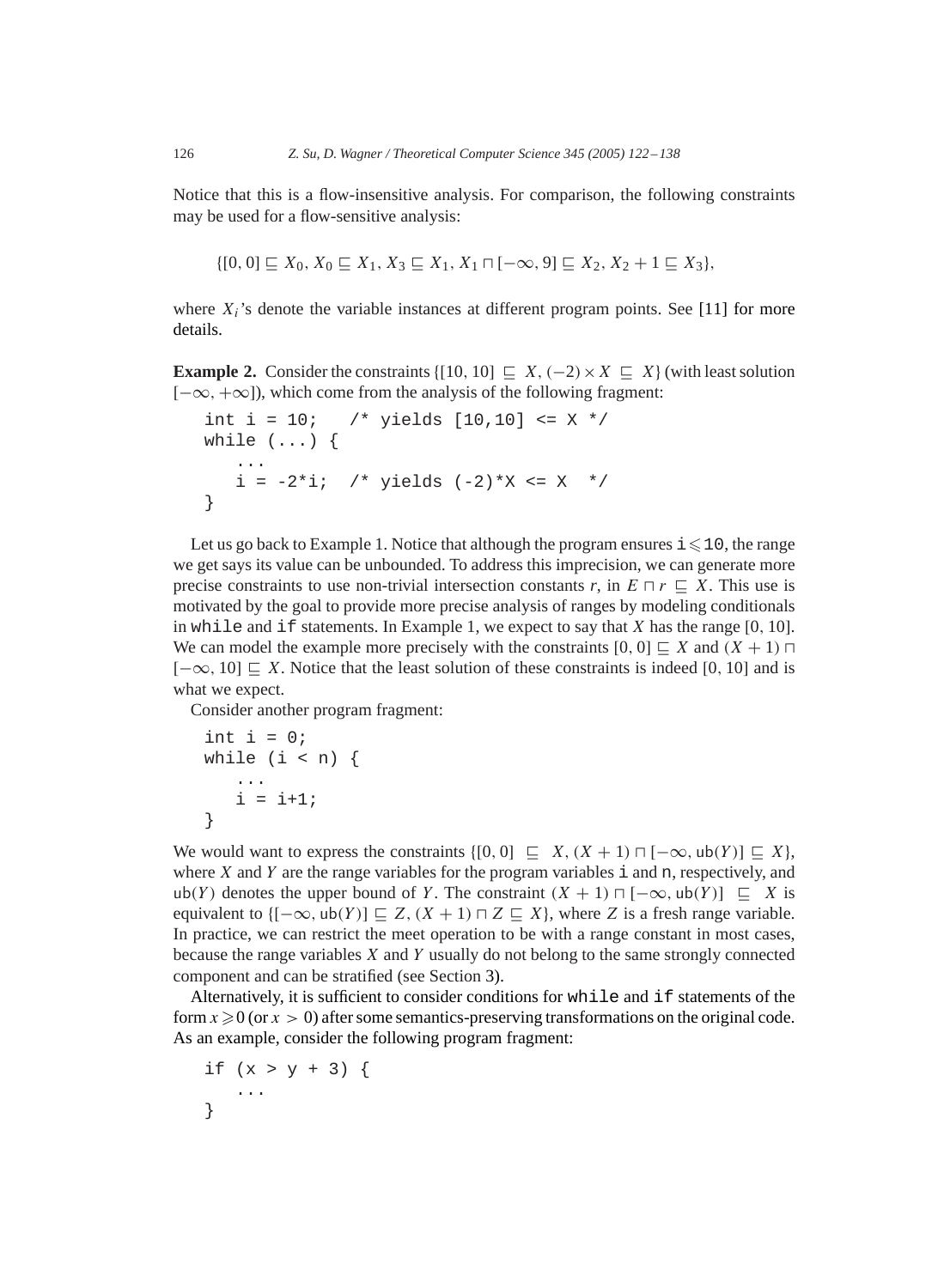Notice that this is a flow-insensitive analysis. For comparison, the following constraints may be used for a flow-sensitive analysis:

$$\{[0, 0] \sqsubseteq X_0, X_0 \sqsubseteq X_1, X_3 \sqsubseteq X_1, X_1 \sqcap [-\infty, 9] \sqsubseteq X_2, X_2 + 1 \sqsubseteq X_3\},$$

where $X_i$'s denote the variable instances at different program points. See [11] for more details.

**Example 2.** Consider the constraints $\{[10, 10] \sqsubseteq X, (-2) \times X \sqsubseteq X\}$ (with least solution $[-\infty, +\infty]$), which come from the analysis of the following fragment:

```
int i = 10;   /* yields [10,10] <= X */
while (...) {
   ...
   i = -2*i;  /* yields (-2)*X <= X  */
}
```

Let us go back to Example 1. Notice that although the program ensures `i` $\leqslant$ `10`, the range we get says its value can be unbounded. To address this imprecision, we can generate more precise constraints to use non-trivial intersection constants $r$, in $E \sqcap r \sqsubseteq X$. This use is motivated by the goal to provide more precise analysis of ranges by modeling conditionals in `while` and `if` statements. In Example 1, we expect to say that $X$ has the range $[0, 10]$. We can model the example more precisely with the constraints $[0, 0] \sqsubseteq X$ and $(X + 1) \sqcap [-\infty, 10] \sqsubseteq X$. Notice that the least solution of these constraints is indeed $[0, 10]$ and is what we expect.

Consider another program fragment:

```
int i = 0;
while (i < n) {
   ...
   i = i+1;
}
```

We would want to express the constraints $\{[0, 0] \sqsubseteq X, (X + 1) \sqcap [-\infty, \mathsf{ub}(Y)] \sqsubseteq X\}$, where $X$ and $Y$ are the range variables for the program variables `i` and `n`, respectively, and $\mathsf{ub}(Y)$ denotes the upper bound of $Y$. The constraint $(X + 1) \sqcap [-\infty, \mathsf{ub}(Y)] \sqsubseteq X$ is equivalent to $\{[-\infty, \mathsf{ub}(Y)] \sqsubseteq Z, (X + 1) \sqcap Z \sqsubseteq X\}$, where $Z$ is a fresh range variable. In practice, we can restrict the meet operation to be with a range constant in most cases, because the range variables $X$ and $Y$ usually do not belong to the same strongly connected component and can be stratified (see Section 3).

Alternatively, it is sufficient to consider conditions for `while` and `if` statements of the form $x \geqslant 0$ (or $x > 0$) after some semantics-preserving transformations on the original code. As an example, consider the following program fragment:

```
if (x > y + 3) {
   ...
}
```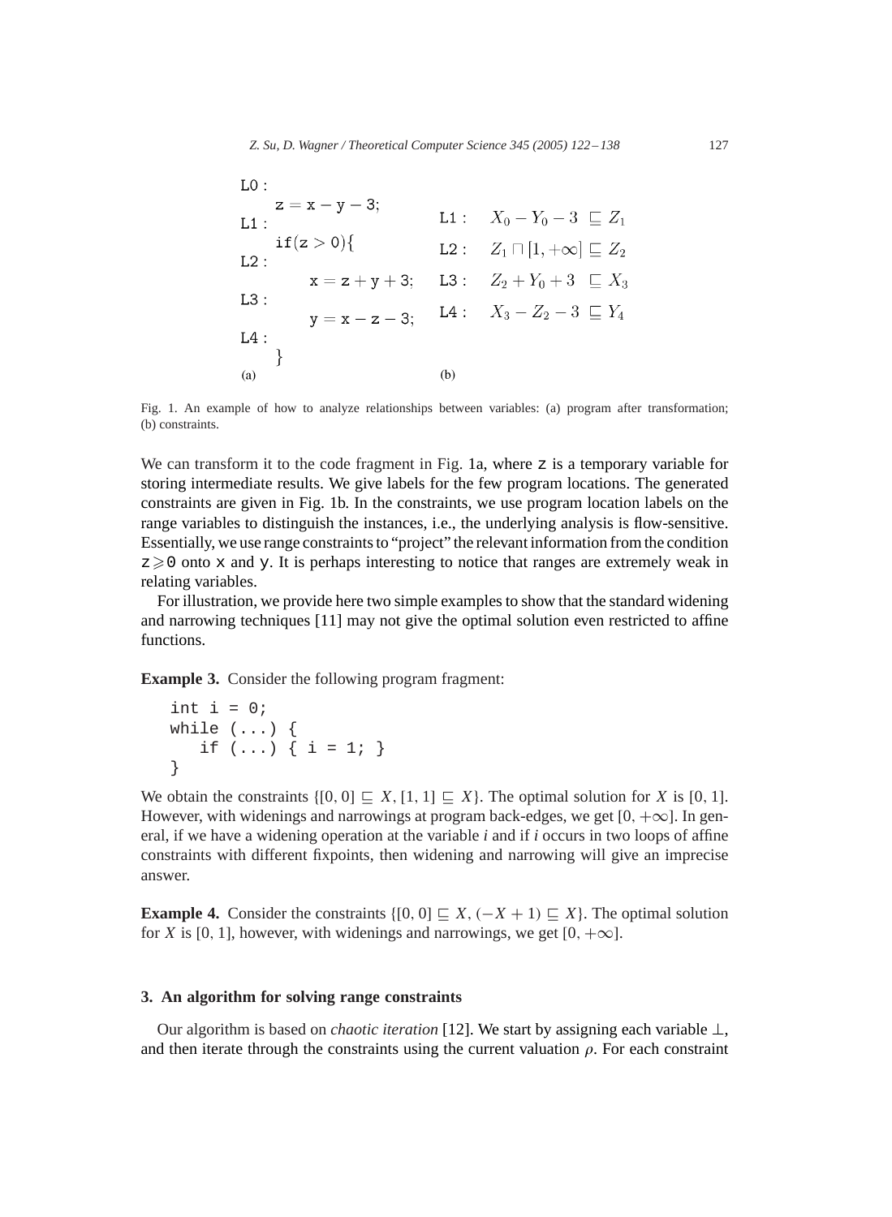```
L0 :
    z = x − y − 3;
L1 :
    if(z > 0){
L2 :
        x = z + y + 3;
L3 :
        y = x − z − 3;
L4 :
    }
```

(a)

L1 : $X_0 - Y_0 - 3 \sqsubseteq Z_1$

L2 : $Z_1 \sqcap [1, +\infty] \sqsubseteq Z_2$

L3 : $Z_2 + Y_0 + 3 \sqsubseteq X_3$

L4 : $X_3 - Z_2 - 3 \sqsubseteq Y_4$

(b)

Fig. 1. An example of how to analyze relationships between variables: (a) program after transformation; (b) constraints.

We can transform it to the code fragment in Fig. 1a, where z is a temporary variable for storing intermediate results. We give labels for the few program locations. The generated constraints are given in Fig. 1b. In the constraints, we use program location labels on the range variables to distinguish the instances, i.e., the underlying analysis is flow-sensitive. Essentially, we use range constraints to "project" the relevant information from the condition $z \geqslant 0$ onto x and y. It is perhaps interesting to notice that ranges are extremely weak in relating variables.

For illustration, we provide here two simple examples to show that the standard widening and narrowing techniques [11] may not give the optimal solution even restricted to affine functions.

**Example 3.** Consider the following program fragment:

```
int i = 0;
while (...) {
   if (...) { i = 1; }
}
```

We obtain the constraints $\{[0, 0] \sqsubseteq X, [1, 1] \sqsubseteq X\}$. The optimal solution for $X$ is $[0, 1]$. However, with widenings and narrowings at program back-edges, we get $[0, +\infty]$. In general, if we have a widening operation at the variable $i$ and if $i$ occurs in two loops of affine constraints with different fixpoints, then widening and narrowing will give an imprecise answer.

**Example 4.** Consider the constraints $\{[0, 0] \sqsubseteq X, (-X + 1) \sqsubseteq X\}$. The optimal solution for $X$ is $[0, 1]$, however, with widenings and narrowings, we get $[0, +\infty]$.

### 3. An algorithm for solving range constraints

Our algorithm is based on *chaotic iteration* [12]. We start by assigning each variable $\perp$, and then iterate through the constraints using the current valuation $\rho$. For each constraint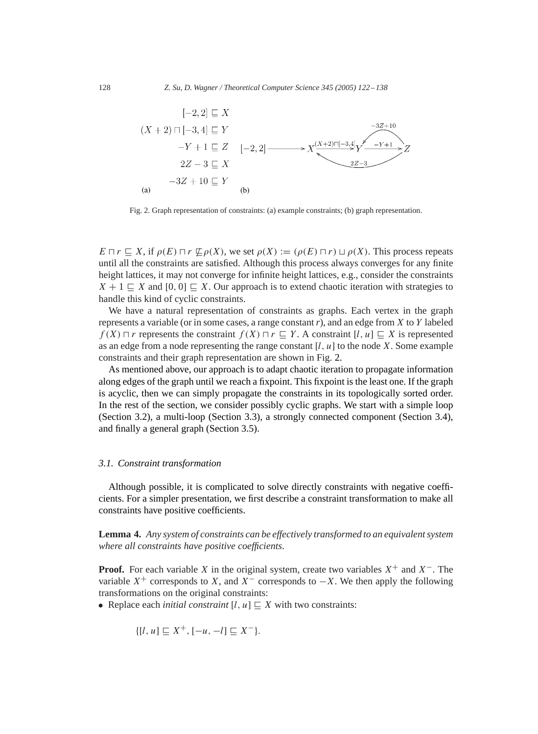$$[-2, 2] \sqsubseteq X$$
$$(X + 2) \sqcap [-3, 4] \sqsubseteq Y$$
$$-Y + 1 \sqsubseteq Z$$
$$2Z - 3 \sqsubseteq X$$
$$-3Z + 10 \sqsubseteq Y$$

(a) (b)

Fig. 2. Graph representation of constraints: (a) example constraints; (b) graph representation.

$E \sqcap r \sqsubseteq X$, if $\rho(E) \sqcap r \not\sqsubseteq \rho(X)$, we set $\rho(X) := (\rho(E) \sqcap r) \sqcup \rho(X)$. This process repeats until all the constraints are satisfied. Although this process always converges for any finite height lattices, it may not converge for infinite height lattices, e.g., consider the constraints $X + 1 \sqsubseteq X$ and $[0, 0] \sqsubseteq X$. Our approach is to extend chaotic iteration with strategies to handle this kind of cyclic constraints.

We have a natural representation of constraints as graphs. Each vertex in the graph represents a variable (or in some cases, a range constant $r$), and an edge from $X$ to $Y$ labeled $f(X) \sqcap r$ represents the constraint $f(X) \sqcap r \sqsubseteq Y$. A constraint $[l, u] \sqsubseteq X$ is represented as an edge from a node representing the range constant $[l, u]$ to the node $X$. Some example constraints and their graph representation are shown in Fig. 2.

As mentioned above, our approach is to adapt chaotic iteration to propagate information along edges of the graph until we reach a fixpoint. This fixpoint is the least one. If the graph is acyclic, then we can simply propagate the constraints in its topologically sorted order. In the rest of the section, we consider possibly cyclic graphs. We start with a simple loop (Section 3.2), a multi-loop (Section 3.3), a strongly connected component (Section 3.4), and finally a general graph (Section 3.5).

### 3.1. Constraint transformation

Although possible, it is complicated to solve directly constraints with negative coefficients. For a simpler presentation, we first describe a constraint transformation to make all constraints have positive coefficients.

**Lemma 4.** *Any system of constraints can be effectively transformed to an equivalent system where all constraints have positive coefficients.*

**Proof.** For each variable $X$ in the original system, create two variables $X^+$ and $X^-$. The variable $X^+$ corresponds to $X$, and $X^-$ corresponds to $-X$. We then apply the following transformations on the original constraints:

- Replace each *initial constraint* $[l, u] \sqsubseteq X$ with two constraints:

$$\{[l, u] \sqsubseteq X^+, [-u, -l] \sqsubseteq X^-\}.$$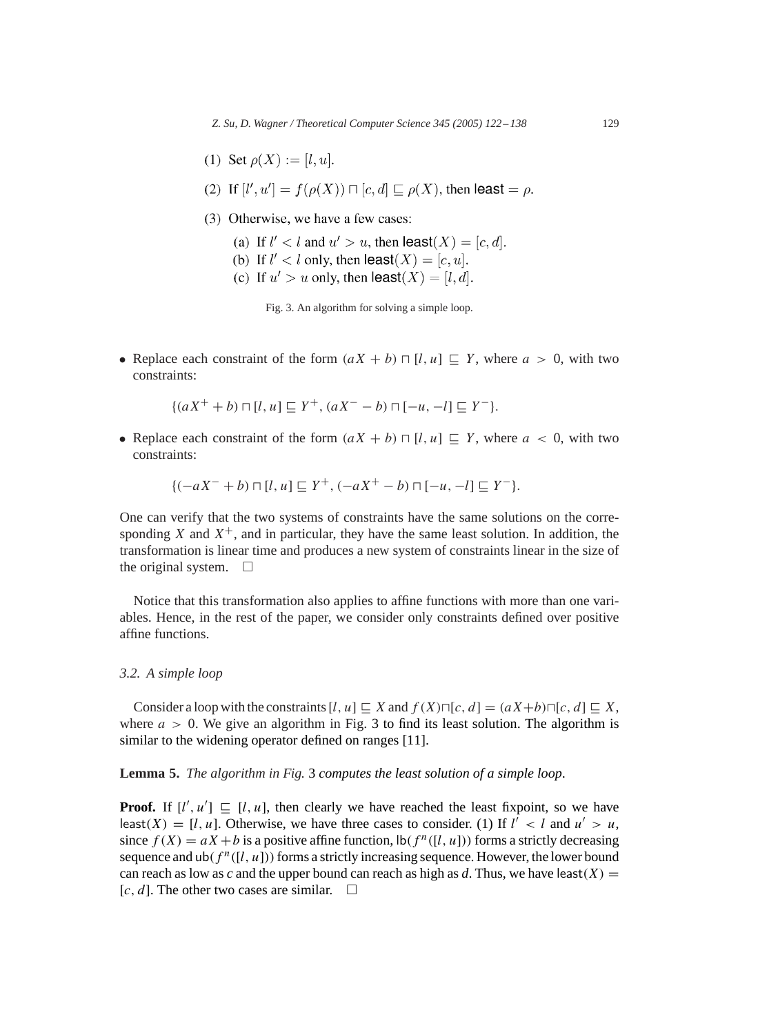(1) Set $\rho(X) := [l, u]$.

(2) If $[l', u'] = f(\rho(X)) \sqcap [c, d] \sqsubseteq \rho(X)$, then $\mathsf{least} = \rho$.

(3) Otherwise, we have a few cases:

   (a) If $l' < l$ and $u' > u$, then $\mathsf{least}(X) = [c, d]$.
   (b) If $l' < l$ only, then $\mathsf{least}(X) = [c, u]$.
   (c) If $u' > u$ only, then $\mathsf{least}(X) = [l, d]$.

Fig. 3. An algorithm for solving a simple loop.

- Replace each constraint of the form $(aX + b) \sqcap [l, u] \sqsubseteq Y$, where $a > 0$, with two constraints:

$$\{(aX^+ + b) \sqcap [l, u] \sqsubseteq Y^+, (aX^- - b) \sqcap [-u, -l] \sqsubseteq Y^-\}.$$

- Replace each constraint of the form $(aX + b) \sqcap [l, u] \sqsubseteq Y$, where $a < 0$, with two constraints:

$$\{(-aX^- + b) \sqcap [l, u] \sqsubseteq Y^+, (-aX^+ - b) \sqcap [-u, -l] \sqsubseteq Y^-\}.$$

One can verify that the two systems of constraints have the same solutions on the corresponding $X$ and $X^+$, and in particular, they have the same least solution. In addition, the transformation is linear time and produces a new system of constraints linear in the size of the original system. $\square$

Notice that this transformation also applies to affine functions with more than one variables. Hence, in the rest of the paper, we consider only constraints defined over positive affine functions.

### 3.2. A simple loop

Consider a loop with the constraints $[l, u] \sqsubseteq X$ and $f(X) \sqcap [c, d] = (aX + b) \sqcap [c, d] \sqsubseteq X$, where $a > 0$. We give an algorithm in Fig. 3 to find its least solution. The algorithm is similar to the widening operator defined on ranges [11].

**Lemma 5.** *The algorithm in Fig.* 3 *computes the least solution of a simple loop.*

**Proof.** If $[l', u'] \sqsubseteq [l, u]$, then clearly we have reached the least fixpoint, so we have $\mathsf{least}(X) = [l, u]$. Otherwise, we have three cases to consider. (1) If $l' < l$ and $u' > u$, since $f(X) = aX + b$ is a positive affine function, $\mathsf{lb}(f^n([l, u]))$ forms a strictly decreasing sequence and $\mathsf{ub}(f^n([l, u]))$ forms a strictly increasing sequence. However, the lower bound can reach as low as $c$ and the upper bound can reach as high as $d$. Thus, we have $\mathsf{least}(X) = [c, d]$. The other two cases are similar. $\square$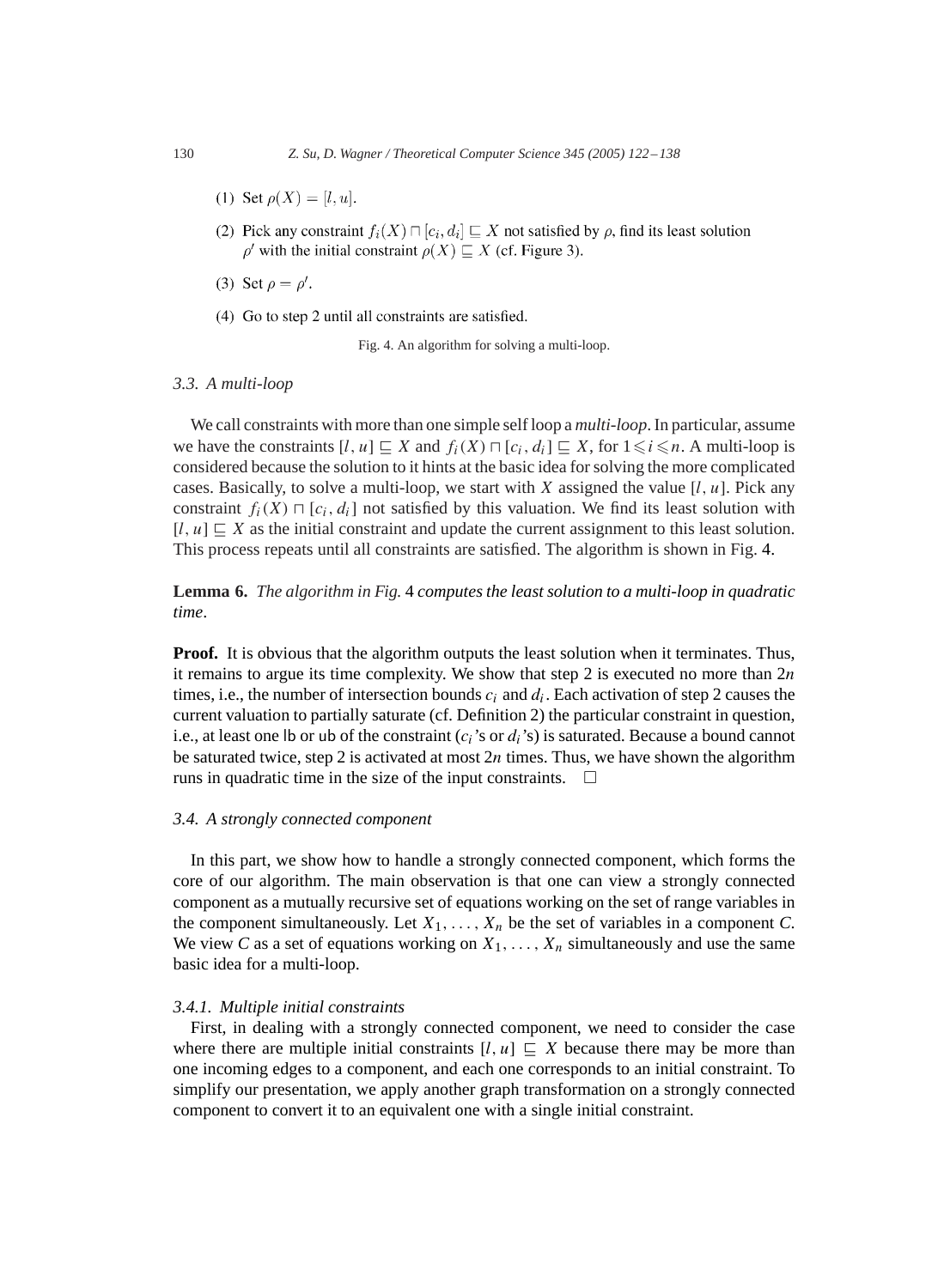(1) Set $\rho(X) = [l, u]$.

(2) Pick any constraint $f_i(X) \sqcap [c_i, d_i] \sqsubseteq X$ not satisfied by $\rho$, find its least solution $\rho'$ with the initial constraint $\rho(X) \sqsubseteq X$ (cf. Figure 3).

(3) Set $\rho = \rho'$.

(4) Go to step 2 until all constraints are satisfied.

Fig. 4. An algorithm for solving a multi-loop.

### 3.3. A multi-loop

We call constraints with more than one simple self loop a *multi-loop*. In particular, assume we have the constraints $[l, u] \sqsubseteq X$ and $f_i(X) \sqcap [c_i, d_i] \sqsubseteq X$, for $1 \leqslant i \leqslant n$. A multi-loop is considered because the solution to it hints at the basic idea for solving the more complicated cases. Basically, to solve a multi-loop, we start with $X$ assigned the value $[l, u]$. Pick any constraint $f_i(X) \sqcap [c_i, d_i]$ not satisfied by this valuation. We find its least solution with $[l, u] \sqsubseteq X$ as the initial constraint and update the current assignment to this least solution. This process repeats until all constraints are satisfied. The algorithm is shown in Fig. 4.

**Lemma 6.** *The algorithm in Fig.* 4 *computes the least solution to a multi-loop in quadratic time*.

**Proof.** It is obvious that the algorithm outputs the least solution when it terminates. Thus, it remains to argue its time complexity. We show that step 2 is executed no more than $2n$ times, i.e., the number of intersection bounds $c_i$ and $d_i$. Each activation of step 2 causes the current valuation to partially saturate (cf. Definition 2) the particular constraint in question, i.e., at least one lb or ub of the constraint ($c_i$'s or $d_i$'s) is saturated. Because a bound cannot be saturated twice, step 2 is activated at most $2n$ times. Thus, we have shown the algorithm runs in quadratic time in the size of the input constraints. □

### 3.4. A strongly connected component

In this part, we show how to handle a strongly connected component, which forms the core of our algorithm. The main observation is that one can view a strongly connected component as a mutually recursive set of equations working on the set of range variables in the component simultaneously. Let $X_1, \ldots, X_n$ be the set of variables in a component *C*. We view *C* as a set of equations working on $X_1, \ldots, X_n$ simultaneously and use the same basic idea for a multi-loop.

#### 3.4.1. Multiple initial constraints

First, in dealing with a strongly connected component, we need to consider the case where there are multiple initial constraints $[l, u] \sqsubseteq X$ because there may be more than one incoming edges to a component, and each one corresponds to an initial constraint. To simplify our presentation, we apply another graph transformation on a strongly connected component to convert it to an equivalent one with a single initial constraint.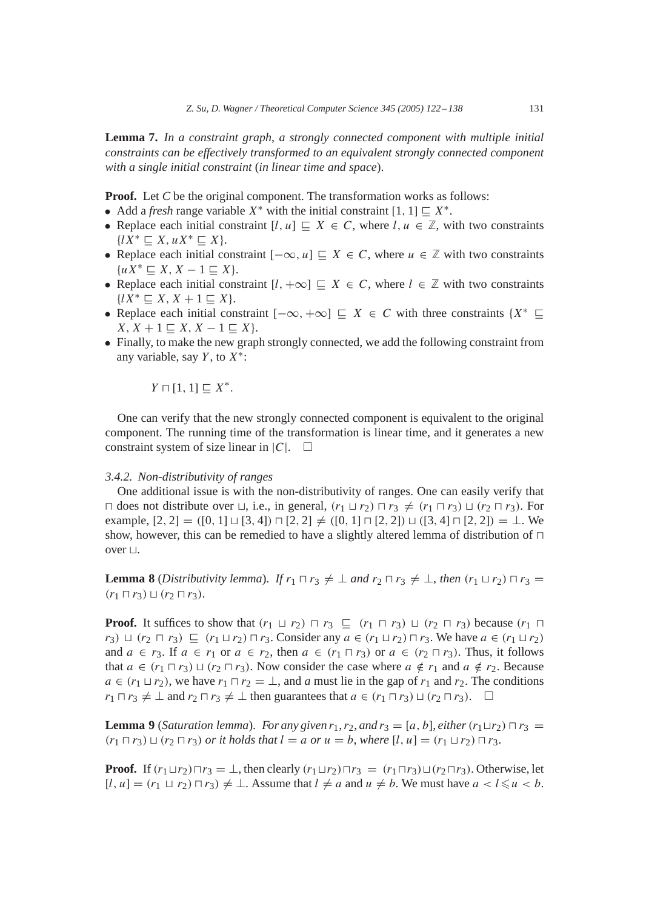**Lemma 7.** *In a constraint graph, a strongly connected component with multiple initial constraints can be effectively transformed to an equivalent strongly connected component with a single initial constraint (in linear time and space).*

**Proof.** Let $C$ be the original component. The transformation works as follows:

- Add a *fresh* range variable $X^*$ with the initial constraint $[1, 1] \sqsubseteq X^*$.
- Replace each initial constraint $[l, u] \sqsubseteq X \in C$, where $l, u \in \mathbb{Z}$, with two constraints $\{lX^* \sqsubseteq X, uX^* \sqsubseteq X\}$.
- Replace each initial constraint $[-\infty, u] \sqsubseteq X \in C$, where $u \in \mathbb{Z}$ with two constraints $\{uX^* \sqsubseteq X, X - 1 \sqsubseteq X\}$.
- Replace each initial constraint $[l, +\infty] \sqsubseteq X \in C$, where $l \in \mathbb{Z}$ with two constraints $\{lX^* \sqsubseteq X, X + 1 \sqsubseteq X\}$.
- Replace each initial constraint $[-\infty, +\infty] \sqsubseteq X \in C$ with three constraints $\{X^* \sqsubseteq X, X + 1 \sqsubseteq X, X - 1 \sqsubseteq X\}$.
- Finally, to make the new graph strongly connected, we add the following constraint from any variable, say $Y$, to $X^*$:

$$Y \sqcap [1, 1] \sqsubseteq X^*.$$

One can verify that the new strongly connected component is equivalent to the original component. The running time of the transformation is linear time, and it generates a new constraint system of size linear in $|C|$. $\square$

### 3.4.2. Non-distributivity of ranges

One additional issue is with the non-distributivity of ranges. One can easily verify that $\sqcap$ does not distribute over $\sqcup$, i.e., in general, $(r_1 \sqcup r_2) \sqcap r_3 \neq (r_1 \sqcap r_3) \sqcup (r_2 \sqcap r_3)$. For example, $[2, 2] = ([0, 1] \sqcup [3, 4]) \sqcap [2, 2] \neq ([0, 1] \sqcap [2, 2]) \sqcup ([3, 4] \sqcap [2, 2]) = \bot$. We show, however, this can be remedied to have a slightly altered lemma of distribution of $\sqcap$ over $\sqcup$.

**Lemma 8** (*Distributivity lemma*). *If $r_1 \sqcap r_3 \neq \bot$ and $r_2 \sqcap r_3 \neq \bot$, then $(r_1 \sqcup r_2) \sqcap r_3 = (r_1 \sqcap r_3) \sqcup (r_2 \sqcap r_3)$.*

**Proof.** It suffices to show that $(r_1 \sqcup r_2) \sqcap r_3 \sqsubseteq (r_1 \sqcap r_3) \sqcup (r_2 \sqcap r_3)$ because $(r_1 \sqcap r_3) \sqcup (r_2 \sqcap r_3) \sqsubseteq (r_1 \sqcup r_2) \sqcap r_3$. Consider any $a \in (r_1 \sqcup r_2) \sqcap r_3$. We have $a \in (r_1 \sqcup r_2)$ and $a \in r_3$. If $a \in r_1$ or $a \in r_2$, then $a \in (r_1 \sqcap r_3)$ or $a \in (r_2 \sqcap r_3)$. Thus, it follows that $a \in (r_1 \sqcap r_3) \sqcup (r_2 \sqcap r_3)$. Now consider the case where $a \notin r_1$ and $a \notin r_2$. Because $a \in (r_1 \sqcup r_2)$, we have $r_1 \sqcap r_2 = \bot$, and $a$ must lie in the gap of $r_1$ and $r_2$. The conditions $r_1 \sqcap r_3 \neq \bot$ and $r_2 \sqcap r_3 \neq \bot$ then guarantees that $a \in (r_1 \sqcap r_3) \sqcup (r_2 \sqcap r_3)$. $\square$

**Lemma 9** (*Saturation lemma*). *For any given $r_1, r_2$, and $r_3 = [a, b]$, either $(r_1 \sqcup r_2) \sqcap r_3 = (r_1 \sqcap r_3) \sqcup (r_2 \sqcap r_3)$ or it holds that $l = a$ or $u = b$, where $[l, u] = (r_1 \sqcup r_2) \sqcap r_3$.*

**Proof.** If $(r_1 \sqcup r_2) \sqcap r_3 = \bot$, then clearly $(r_1 \sqcup r_2) \sqcap r_3 = (r_1 \sqcap r_3) \sqcup (r_2 \sqcap r_3)$. Otherwise, let $[l, u] = (r_1 \sqcup r_2) \sqcap r_3) \neq \bot$. Assume that $l \neq a$ and $u \neq b$. We must have $a < l \leqslant u < b$.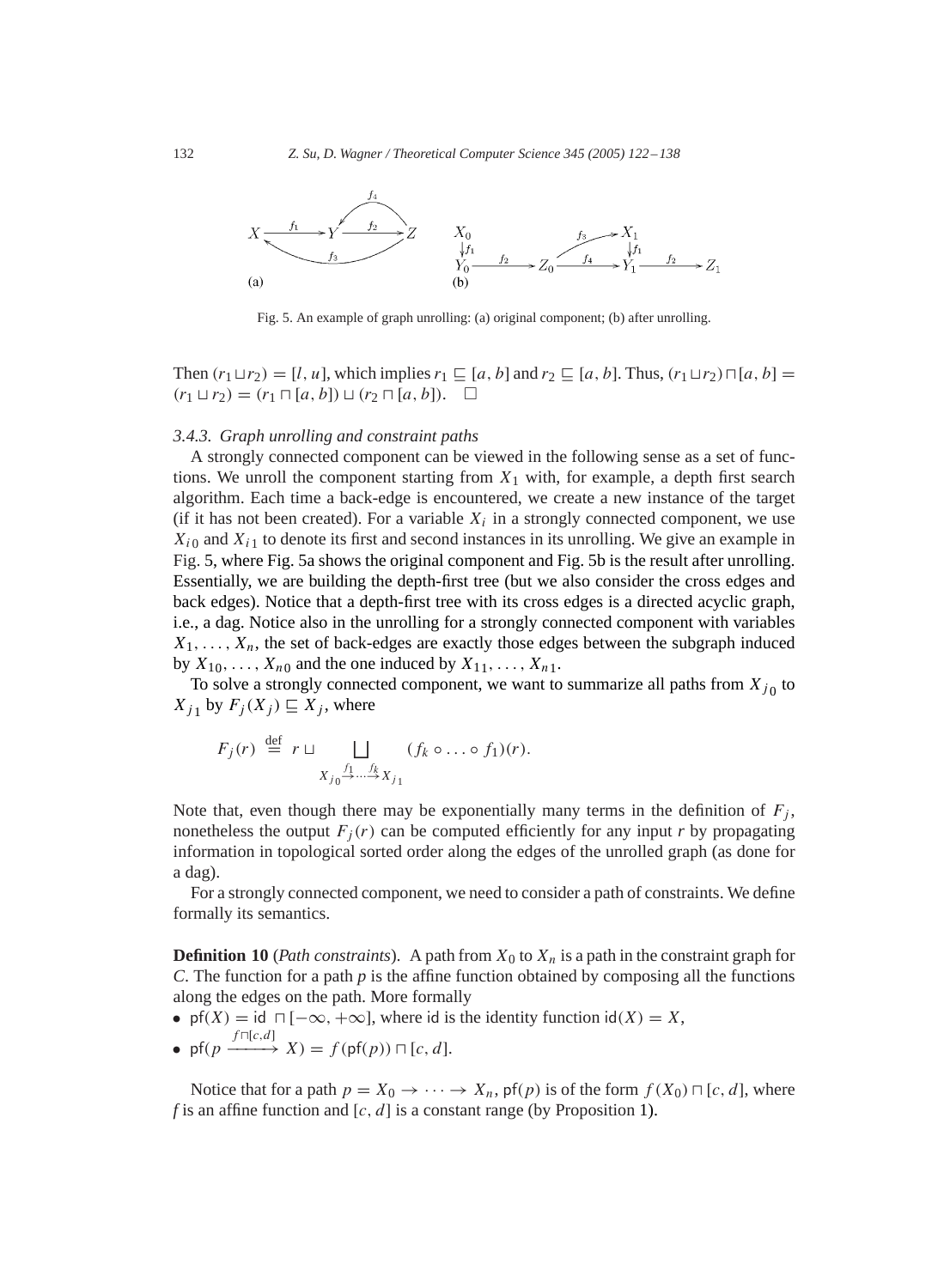Fig. 5. An example of graph unrolling: (a) original component; (b) after unrolling.

Then $(r_1 \sqcup r_2) = [l, u]$, which implies $r_1 \sqsubseteq [a, b]$ and $r_2 \sqsubseteq [a, b]$. Thus, $(r_1 \sqcup r_2) \sqcap [a, b] = (r_1 \sqcup r_2) = (r_1 \sqcap [a, b]) \sqcup (r_2 \sqcap [a, b])$. $\square$

### 3.4.3. Graph unrolling and constraint paths

A strongly connected component can be viewed in the following sense as a set of functions. We unroll the component starting from $X_1$ with, for example, a depth first search algorithm. Each time a back-edge is encountered, we create a new instance of the target (if it has not been created). For a variable $X_i$ in a strongly connected component, we use $X_{i0}$ and $X_{i1}$ to denote its first and second instances in its unrolling. We give an example in Fig. 5, where Fig. 5a shows the original component and Fig. 5b is the result after unrolling. Essentially, we are building the depth-first tree (but we also consider the cross edges and back edges). Notice that a depth-first tree with its cross edges is a directed acyclic graph, i.e., a dag. Notice also in the unrolling for a strongly connected component with variables $X_1, \ldots, X_n$, the set of back-edges are exactly those edges between the subgraph induced by $X_{10}, \ldots, X_{n0}$ and the one induced by $X_{11}, \ldots, X_{n1}$.

To solve a strongly connected component, we want to summarize all paths from $X_{j0}$ to $X_{j1}$ by $F_j(X_j) \sqsubseteq X_j$, where

$$F_j(r) \stackrel{\text{def}}{=} r \sqcup \bigsqcup_{X_{j0} \xrightarrow{f_1} \cdots \xrightarrow{f_k} X_{j1}} (f_k \circ \ldots \circ f_1)(r).$$

Note that, even though there may be exponentially many terms in the definition of $F_j$, nonetheless the output $F_j(r)$ can be computed efficiently for any input $r$ by propagating information in topological sorted order along the edges of the unrolled graph (as done for a dag).

For a strongly connected component, we need to consider a path of constraints. We define formally its semantics.

**Definition 10** (*Path constraints*). A path from $X_0$ to $X_n$ is a path in the constraint graph for $C$. The function for a path $p$ is the affine function obtained by composing all the functions along the edges on the path. More formally

- $\mathsf{pf}(X) = \mathsf{id} \sqcap [-\infty, +\infty]$, where $\mathsf{id}$ is the identity function $\mathsf{id}(X) = X$,
- $\mathsf{pf}(p \xrightarrow{f \sqcap [c,d]} X) = f(\mathsf{pf}(p)) \sqcap [c, d]$.

Notice that for a path $p = X_0 \to \cdots \to X_n$, $\mathsf{pf}(p)$ is of the form $f(X_0) \sqcap [c, d]$, where $f$ is an affine function and $[c, d]$ is a constant range (by Proposition 1).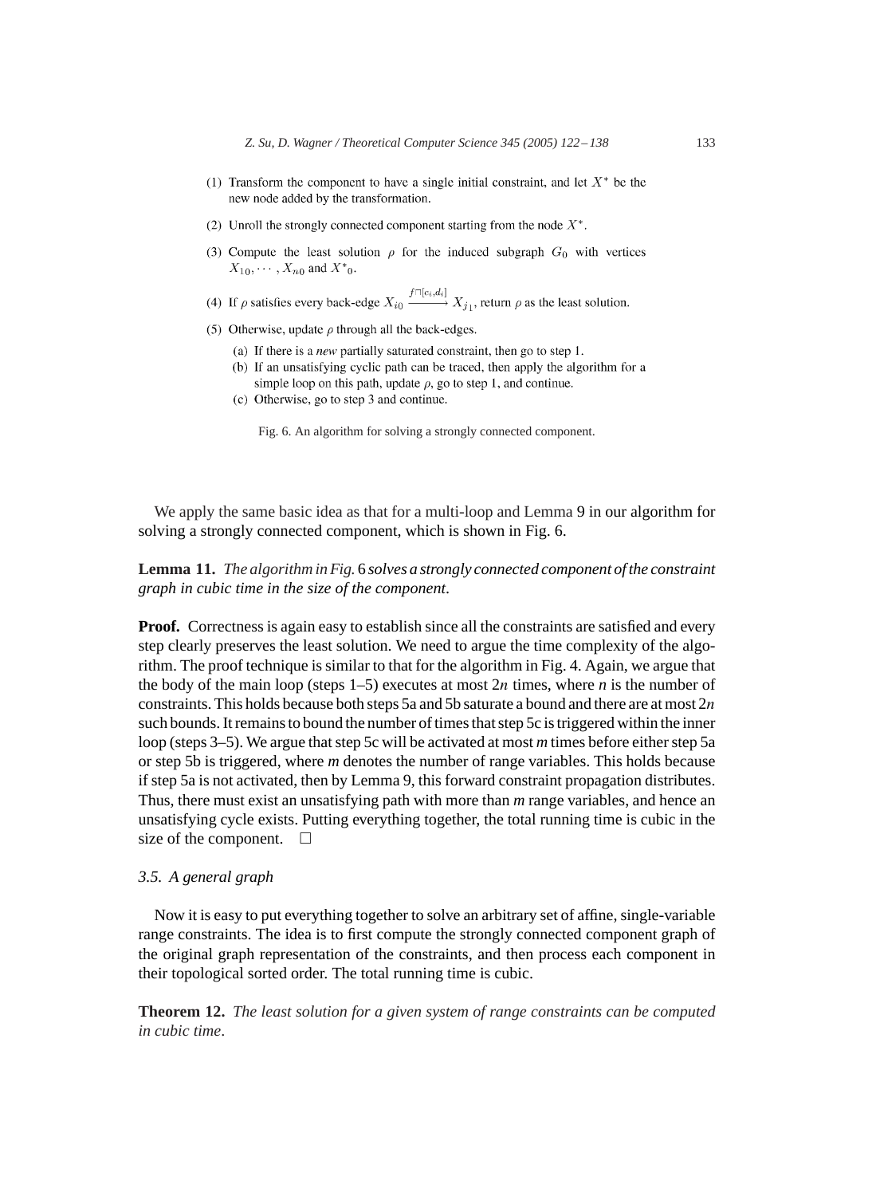(1) Transform the component to have a single initial constraint, and let $X^*$ be the new node added by the transformation.

(2) Unroll the strongly connected component starting from the node $X^*$.

(3) Compute the least solution $\rho$ for the induced subgraph $G_0$ with vertices $X_{10}, \cdots, X_{n0}$ and $X^*{}_0$.

(4) If $\rho$ satisfies every back-edge $X_{i0} \xrightarrow{f \sqcap [c_i, d_i]} X_{j1}$, return $\rho$ as the least solution.

(5) Otherwise, update $\rho$ through all the back-edges.

   (a) If there is a *new* partially saturated constraint, then go to step 1.
   (b) If an unsatisfying cyclic path can be traced, then apply the algorithm for a simple loop on this path, update $\rho$, go to step 1, and continue.
   (c) Otherwise, go to step 3 and continue.

Fig. 6. An algorithm for solving a strongly connected component.

We apply the same basic idea as that for a multi-loop and Lemma 9 in our algorithm for solving a strongly connected component, which is shown in Fig. 6.

**Lemma 11.** *The algorithm in Fig.* 6 *solves a strongly connected component of the constraint graph in cubic time in the size of the component*.

**Proof.** Correctness is again easy to establish since all the constraints are satisfied and every step clearly preserves the least solution. We need to argue the time complexity of the algorithm. The proof technique is similar to that for the algorithm in Fig. 4. Again, we argue that the body of the main loop (steps 1–5) executes at most $2n$ times, where $n$ is the number of constraints. This holds because both steps 5a and 5b saturate a bound and there are at most $2n$ such bounds. It remains to bound the number of times that step 5c is triggered within the inner loop (steps 3–5). We argue that step 5c will be activated at most $m$ times before either step 5a or step 5b is triggered, where $m$ denotes the number of range variables. This holds because if step 5a is not activated, then by Lemma 9, this forward constraint propagation distributes. Thus, there must exist an unsatisfying path with more than $m$ range variables, and hence an unsatisfying cycle exists. Putting everything together, the total running time is cubic in the size of the component. $\square$

### 3.5. A general graph

Now it is easy to put everything together to solve an arbitrary set of affine, single-variable range constraints. The idea is to first compute the strongly connected component graph of the original graph representation of the constraints, and then process each component in their topological sorted order. The total running time is cubic.

**Theorem 12.** *The least solution for a given system of range constraints can be computed in cubic time*.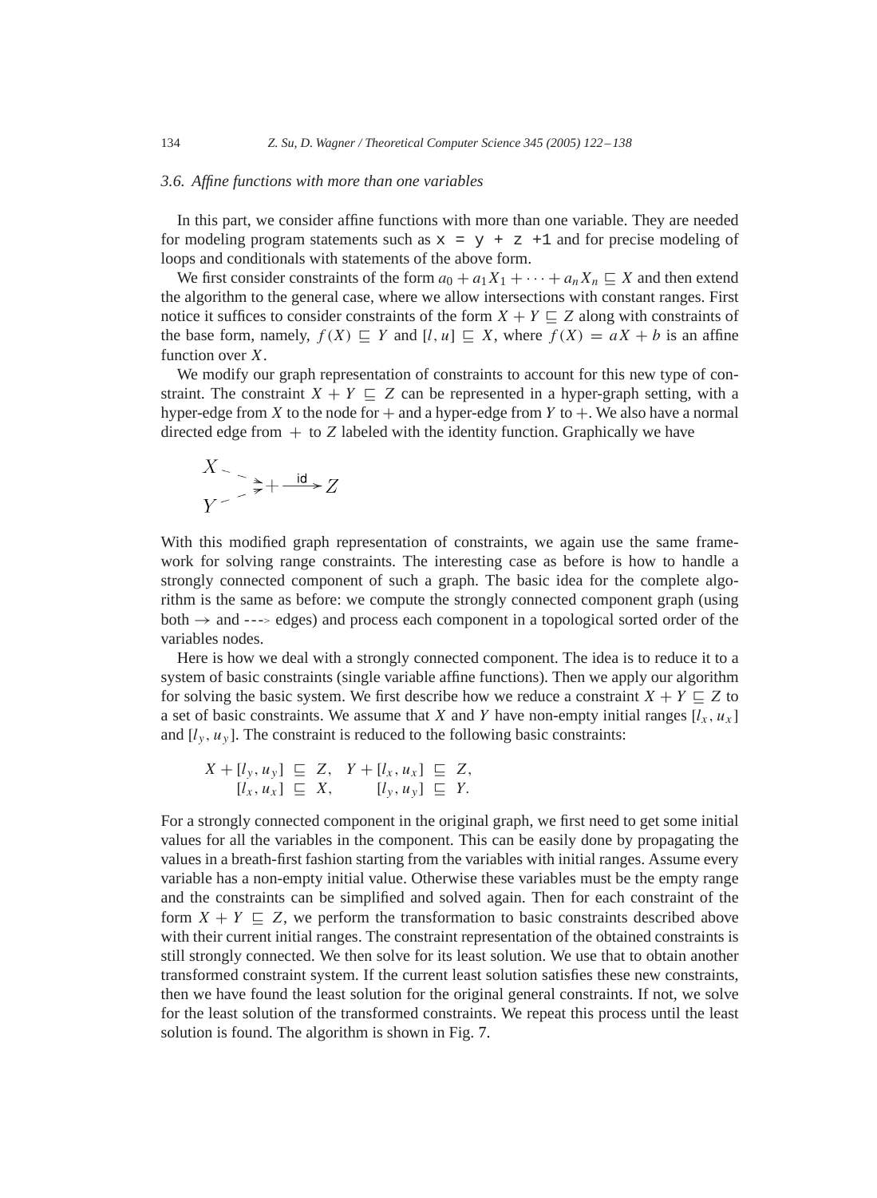### 3.6. Affine functions with more than one variables

In this part, we consider affine functions with more than one variable. They are needed for modeling program statements such as `x = y + z +1` and for precise modeling of loops and conditionals with statements of the above form.

We first consider constraints of the form $a_0 + a_1X_1 + \cdots + a_nX_n \sqsubseteq X$ and then extend the algorithm to the general case, where we allow intersections with constant ranges. First notice it suffices to consider constraints of the form $X + Y \sqsubseteq Z$ along with constraints of the base form, namely, $f(X) \sqsubseteq Y$ and $[l, u] \sqsubseteq X$, where $f(X) = aX + b$ is an affine function over $X$.

We modify our graph representation of constraints to account for this new type of constraint. The constraint $X + Y \sqsubseteq Z$ can be represented in a hyper-graph setting, with a hyper-edge from $X$ to the node for $+$ and a hyper-edge from $Y$ to $+$. We also have a normal directed edge from $+$ to $Z$ labeled with the identity function. Graphically we have

$$\begin{array}{l} X \dashrightarrow \\ \qquad\quad + \xrightarrow{\text{id}} Z \\ Y \dashrightarrow \end{array}$$

With this modified graph representation of constraints, we again use the same framework for solving range constraints. The interesting case as before is how to handle a strongly connected component of such a graph. The basic idea for the complete algorithm is the same as before: we compute the strongly connected component graph (using both $\rightarrow$ and $\dashrightarrow$ edges) and process each component in a topological sorted order of the variables nodes.

Here is how we deal with a strongly connected component. The idea is to reduce it to a system of basic constraints (single variable affine functions). Then we apply our algorithm for solving the basic system. We first describe how we reduce a constraint $X + Y \sqsubseteq Z$ to a set of basic constraints. We assume that $X$ and $Y$ have non-empty initial ranges $[l_x, u_x]$ and $[l_y, u_y]$. The constraint is reduced to the following basic constraints:

$$\begin{array}{ll} X + [l_y, u_y] \sqsubseteq Z, & Y + [l_x, u_x] \sqsubseteq Z, \\ \quad [l_x, u_x] \sqsubseteq X, & \quad [l_y, u_y] \sqsubseteq Y. \end{array}$$

For a strongly connected component in the original graph, we first need to get some initial values for all the variables in the component. This can be easily done by propagating the values in a breath-first fashion starting from the variables with initial ranges. Assume every variable has a non-empty initial value. Otherwise these variables must be the empty range and the constraints can be simplified and solved again. Then for each constraint of the form $X + Y \sqsubseteq Z$, we perform the transformation to basic constraints described above with their current initial ranges. The constraint representation of the obtained constraints is still strongly connected. We then solve for its least solution. We use that to obtain another transformed constraint system. If the current least solution satisfies these new constraints, then we have found the least solution for the original general constraints. If not, we solve for the least solution of the transformed constraints. We repeat this process until the least solution is found. The algorithm is shown in Fig. 7.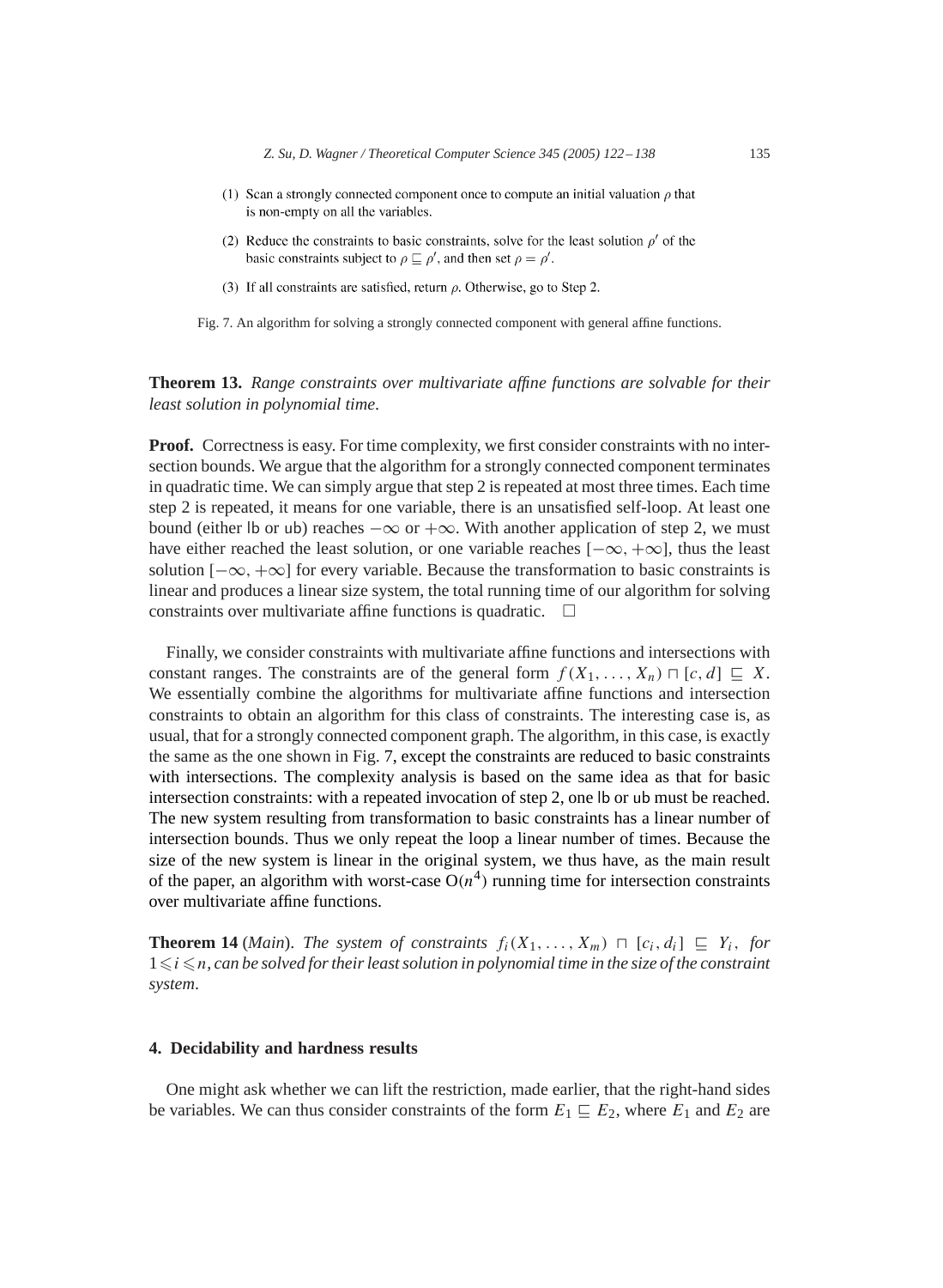(1) Scan a strongly connected component once to compute an initial valuation $\rho$ that is non-empty on all the variables.

(2) Reduce the constraints to basic constraints, solve for the least solution $\rho'$ of the basic constraints subject to $\rho \sqsubseteq \rho'$, and then set $\rho = \rho'$.

(3) If all constraints are satisfied, return $\rho$. Otherwise, go to Step 2.

Fig. 7. An algorithm for solving a strongly connected component with general affine functions.

**Theorem 13.** *Range constraints over multivariate affine functions are solvable for their least solution in polynomial time.*

**Proof.** Correctness is easy. For time complexity, we first consider constraints with no intersection bounds. We argue that the algorithm for a strongly connected component terminates in quadratic time. We can simply argue that step 2 is repeated at most three times. Each time step 2 is repeated, it means for one variable, there is an unsatisfied self-loop. At least one bound (either lb or ub) reaches $-\infty$ or $+\infty$. With another application of step 2, we must have either reached the least solution, or one variable reaches $[-\infty, +\infty]$, thus the least solution $[-\infty, +\infty]$ for every variable. Because the transformation to basic constraints is linear and produces a linear size system, the total running time of our algorithm for solving constraints over multivariate affine functions is quadratic. □

Finally, we consider constraints with multivariate affine functions and intersections with constant ranges. The constraints are of the general form $f(X_1, \ldots, X_n) \sqcap [c, d] \sqsubseteq X$. We essentially combine the algorithms for multivariate affine functions and intersection constraints to obtain an algorithm for this class of constraints. The interesting case is, as usual, that for a strongly connected component graph. The algorithm, in this case, is exactly the same as the one shown in Fig. 7, except the constraints are reduced to basic constraints with intersections. The complexity analysis is based on the same idea as that for basic intersection constraints: with a repeated invocation of step 2, one lb or ub must be reached. The new system resulting from transformation to basic constraints has a linear number of intersection bounds. Thus we only repeat the loop a linear number of times. Because the size of the new system is linear in the original system, we thus have, as the main result of the paper, an algorithm with worst-case $O(n^4)$ running time for intersection constraints over multivariate affine functions.

**Theorem 14** (*Main*). *The system of constraints $f_i(X_1, \ldots, X_m) \sqcap [c_i, d_i] \sqsubseteq Y_i$, for $1 \leqslant i \leqslant n$, can be solved for their least solution in polynomial time in the size of the constraint system.*

## 4. Decidability and hardness results

One might ask whether we can lift the restriction, made earlier, that the right-hand sides be variables. We can thus consider constraints of the form $E_1 \sqsubseteq E_2$, where $E_1$ and $E_2$ are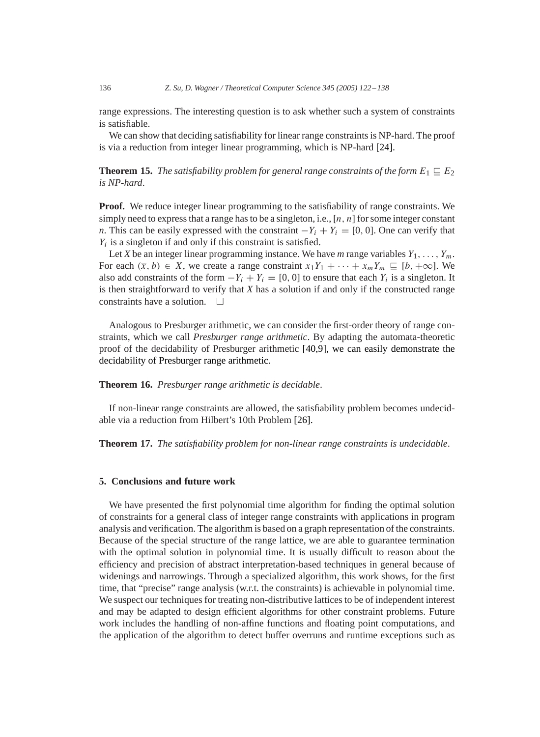range expressions. The interesting question is to ask whether such a system of constraints is satisfiable.

We can show that deciding satisfiability for linear range constraints is NP-hard. The proof is via a reduction from integer linear programming, which is NP-hard [24].

**Theorem 15.** *The satisfiability problem for general range constraints of the form $E_1 \sqsubseteq E_2$ is NP-hard.*

**Proof.** We reduce integer linear programming to the satisfiability of range constraints. We simply need to express that a range has to be a singleton, i.e., $[n, n]$ for some integer constant $n$. This can be easily expressed with the constraint $-Y_i + Y_i = [0, 0]$. One can verify that $Y_i$ is a singleton if and only if this constraint is satisfied.

Let $X$ be an integer linear programming instance. We have $m$ range variables $Y_1, \ldots, Y_m$. For each $(\overline{x}, b) \in X$, we create a range constraint $x_1 Y_1 + \cdots + x_m Y_m \sqsubseteq [b, +\infty]$. We also add constraints of the form $-Y_i + Y_i = [0, 0]$ to ensure that each $Y_i$ is a singleton. It is then straightforward to verify that $X$ has a solution if and only if the constructed range constraints have a solution. $\square$

Analogous to Presburger arithmetic, we can consider the first-order theory of range constraints, which we call *Presburger range arithmetic*. By adapting the automata-theoretic proof of the decidability of Presburger arithmetic [40,9], we can easily demonstrate the decidability of Presburger range arithmetic.

**Theorem 16.** *Presburger range arithmetic is decidable.*

If non-linear range constraints are allowed, the satisfiability problem becomes undecidable via a reduction from Hilbert's 10th Problem [26].

**Theorem 17.** *The satisfiability problem for non-linear range constraints is undecidable.*

## 5. Conclusions and future work

We have presented the first polynomial time algorithm for finding the optimal solution of constraints for a general class of integer range constraints with applications in program analysis and verification. The algorithm is based on a graph representation of the constraints. Because of the special structure of the range lattice, we are able to guarantee termination with the optimal solution in polynomial time. It is usually difficult to reason about the efficiency and precision of abstract interpretation-based techniques in general because of widenings and narrowings. Through a specialized algorithm, this work shows, for the first time, that "precise" range analysis (w.r.t. the constraints) is achievable in polynomial time. We suspect our techniques for treating non-distributive lattices to be of independent interest and may be adapted to design efficient algorithms for other constraint problems. Future work includes the handling of non-affine functions and floating point computations, and the application of the algorithm to detect buffer overruns and runtime exceptions such as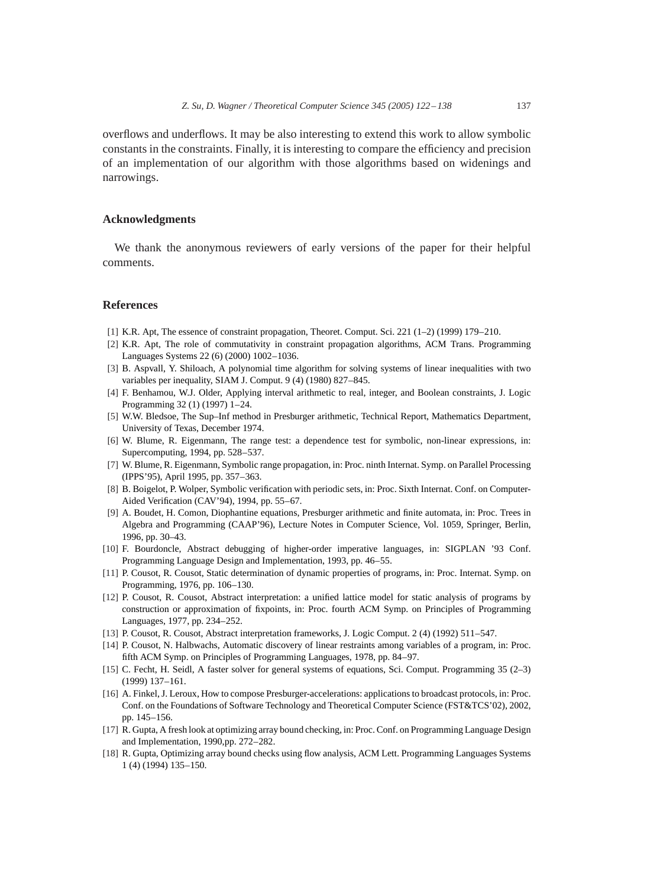overflows and underflows. It may be also interesting to extend this work to allow symbolic constants in the constraints. Finally, it is interesting to compare the efficiency and precision of an implementation of our algorithm with those algorithms based on widenings and narrowings.

## Acknowledgments

We thank the anonymous reviewers of early versions of the paper for their helpful comments.

## References

[1] K.R. Apt, The essence of constraint propagation, Theoret. Comput. Sci. 221 (1–2) (1999) 179–210.

[2] K.R. Apt, The role of commutativity in constraint propagation algorithms, ACM Trans. Programming Languages Systems 22 (6) (2000) 1002–1036.

[3] B. Aspvall, Y. Shiloach, A polynomial time algorithm for solving systems of linear inequalities with two variables per inequality, SIAM J. Comput. 9 (4) (1980) 827–845.

[4] F. Benhamou, W.J. Older, Applying interval arithmetic to real, integer, and Boolean constraints, J. Logic Programming 32 (1) (1997) 1–24.

[5] W.W. Bledsoe, The Sup–Inf method in Presburger arithmetic, Technical Report, Mathematics Department, University of Texas, December 1974.

[6] W. Blume, R. Eigenmann, The range test: a dependence test for symbolic, non-linear expressions, in: Supercomputing, 1994, pp. 528–537.

[7] W. Blume, R. Eigenmann, Symbolic range propagation, in: Proc. ninth Internat. Symp. on Parallel Processing (IPPS'95), April 1995, pp. 357–363.

[8] B. Boigelot, P. Wolper, Symbolic verification with periodic sets, in: Proc. Sixth Internat. Conf. on Computer-Aided Verification (CAV'94), 1994, pp. 55–67.

[9] A. Boudet, H. Comon, Diophantine equations, Presburger arithmetic and finite automata, in: Proc. Trees in Algebra and Programming (CAAP'96), Lecture Notes in Computer Science, Vol. 1059, Springer, Berlin, 1996, pp. 30–43.

[10] F. Bourdoncle, Abstract debugging of higher-order imperative languages, in: SIGPLAN '93 Conf. Programming Language Design and Implementation, 1993, pp. 46–55.

[11] P. Cousot, R. Cousot, Static determination of dynamic properties of programs, in: Proc. Internat. Symp. on Programming, 1976, pp. 106–130.

[12] P. Cousot, R. Cousot, Abstract interpretation: a unified lattice model for static analysis of programs by construction or approximation of fixpoints, in: Proc. fourth ACM Symp. on Principles of Programming Languages, 1977, pp. 234–252.

[13] P. Cousot, R. Cousot, Abstract interpretation frameworks, J. Logic Comput. 2 (4) (1992) 511–547.

[14] P. Cousot, N. Halbwachs, Automatic discovery of linear restraints among variables of a program, in: Proc. fifth ACM Symp. on Principles of Programming Languages, 1978, pp. 84–97.

[15] C. Fecht, H. Seidl, A faster solver for general systems of equations, Sci. Comput. Programming 35 (2–3) (1999) 137–161.

[16] A. Finkel, J. Leroux, How to compose Presburger-accelerations: applications to broadcast protocols, in: Proc. Conf. on the Foundations of Software Technology and Theoretical Computer Science (FST&TCS'02), 2002, pp. 145–156.

[17] R. Gupta, A fresh look at optimizing array bound checking, in: Proc. Conf. on Programming Language Design and Implementation, 1990,pp. 272–282.

[18] R. Gupta, Optimizing array bound checks using flow analysis, ACM Lett. Programming Languages Systems 1 (4) (1994) 135–150.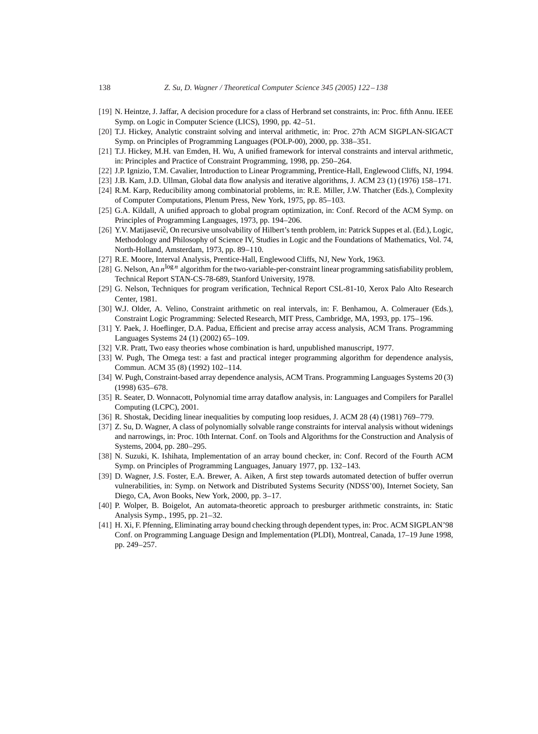[19] N. Heintze, J. Jaffar, A decision procedure for a class of Herbrand set constraints, in: Proc. fifth Annu. IEEE Symp. on Logic in Computer Science (LICS), 1990, pp. 42–51.

[20] T.J. Hickey, Analytic constraint solving and interval arithmetic, in: Proc. 27th ACM SIGPLAN-SIGACT Symp. on Principles of Programming Languages (POLP-00), 2000, pp. 338–351.

[21] T.J. Hickey, M.H. van Emden, H. Wu, A unified framework for interval constraints and interval arithmetic, in: Principles and Practice of Constraint Programming, 1998, pp. 250–264.

[22] J.P. Ignizio, T.M. Cavalier, Introduction to Linear Programming, Prentice-Hall, Englewood Cliffs, NJ, 1994.

[23] J.B. Kam, J.D. Ullman, Global data flow analysis and iterative algorithms, J. ACM 23 (1) (1976) 158–171.

[24] R.M. Karp, Reducibility among combinatorial problems, in: R.E. Miller, J.W. Thatcher (Eds.), Complexity of Computer Computations, Plenum Press, New York, 1975, pp. 85–103.

[25] G.A. Kildall, A unified approach to global program optimization, in: Conf. Record of the ACM Symp. on Principles of Programming Languages, 1973, pp. 194–206.

[26] Y.V. Matijasevič, On recursive unsolvability of Hilbert's tenth problem, in: Patrick Suppes et al. (Ed.), Logic, Methodology and Philosophy of Science IV, Studies in Logic and the Foundations of Mathematics, Vol. 74, North-Holland, Amsterdam, 1973, pp. 89–110.

[27] R.E. Moore, Interval Analysis, Prentice-Hall, Englewood Cliffs, NJ, New York, 1963.

[28] G. Nelson, An $n^{\log n}$ algorithm for the two-variable-per-constraint linear programming satisfiability problem, Technical Report STAN-CS-78-689, Stanford University, 1978.

[29] G. Nelson, Techniques for program verification, Technical Report CSL-81-10, Xerox Palo Alto Research Center, 1981.

[30] W.J. Older, A. Velino, Constraint arithmetic on real intervals, in: F. Benhamou, A. Colmerauer (Eds.), Constraint Logic Programming: Selected Research, MIT Press, Cambridge, MA, 1993, pp. 175–196.

[31] Y. Paek, J. Hoeflinger, D.A. Padua, Efficient and precise array access analysis, ACM Trans. Programming Languages Systems 24 (1) (2002) 65–109.

[32] V.R. Pratt, Two easy theories whose combination is hard, unpublished manuscript, 1977.

[33] W. Pugh, The Omega test: a fast and practical integer programming algorithm for dependence analysis, Commun. ACM 35 (8) (1992) 102–114.

[34] W. Pugh, Constraint-based array dependence analysis, ACM Trans. Programming Languages Systems 20 (3) (1998) 635–678.

[35] R. Seater, D. Wonnacott, Polynomial time array dataflow analysis, in: Languages and Compilers for Parallel Computing (LCPC), 2001.

[36] R. Shostak, Deciding linear inequalities by computing loop residues, J. ACM 28 (4) (1981) 769–779.

[37] Z. Su, D. Wagner, A class of polynomially solvable range constraints for interval analysis without widenings and narrowings, in: Proc. 10th Internat. Conf. on Tools and Algorithms for the Construction and Analysis of Systems, 2004, pp. 280–295.

[38] N. Suzuki, K. Ishihata, Implementation of an array bound checker, in: Conf. Record of the Fourth ACM Symp. on Principles of Programming Languages, January 1977, pp. 132–143.

[39] D. Wagner, J.S. Foster, E.A. Brewer, A. Aiken, A first step towards automated detection of buffer overrun vulnerabilities, in: Symp. on Network and Distributed Systems Security (NDSS'00), Internet Society, San Diego, CA, Avon Books, New York, 2000, pp. 3–17.

[40] P. Wolper, B. Boigelot, An automata-theoretic approach to presburger arithmetic constraints, in: Static Analysis Symp., 1995, pp. 21–32.

[41] H. Xi, F. Pfenning, Eliminating array bound checking through dependent types, in: Proc. ACM SIGPLAN'98 Conf. on Programming Language Design and Implementation (PLDI), Montreal, Canada, 17–19 June 1998, pp. 249–257.